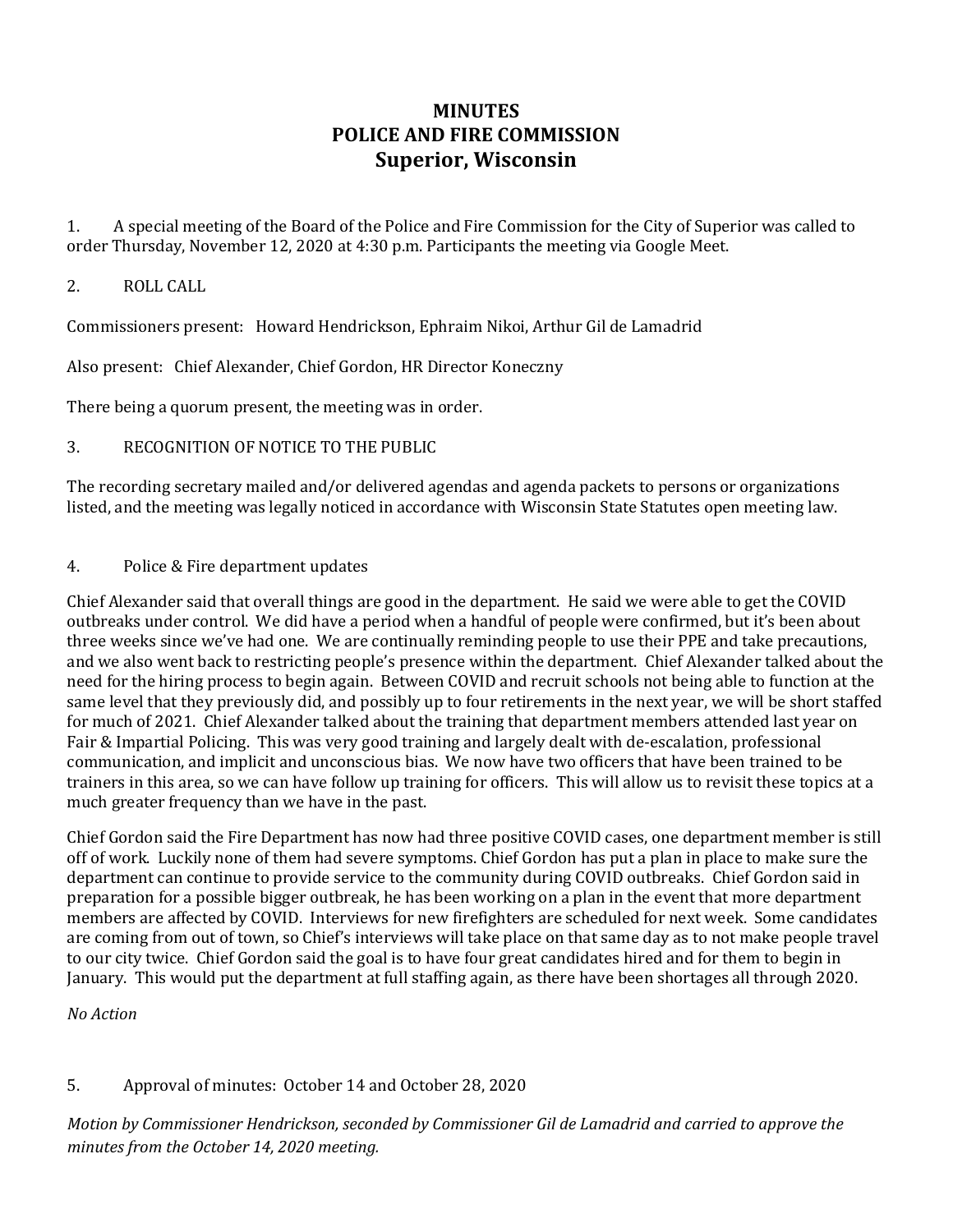# MINUTES
# POLICE AND FIRE COMMISSION
# Superior, Wisconsin

1. A special meeting of the Board of the Police and Fire Commission for the City of Superior was called to order Thursday, November 12, 2020 at 4:30 p.m. Participants the meeting via Google Meet.

2. ROLL CALL

Commissioners present: Howard Hendrickson, Ephraim Nikoi, Arthur Gil de Lamadrid

Also present: Chief Alexander, Chief Gordon, HR Director Koneczny

There being a quorum present, the meeting was in order.

3. RECOGNITION OF NOTICE TO THE PUBLIC

The recording secretary mailed and/or delivered agendas and agenda packets to persons or organizations listed, and the meeting was legally noticed in accordance with Wisconsin State Statutes open meeting law.

4. Police & Fire department updates

Chief Alexander said that overall things are good in the department. He said we were able to get the COVID outbreaks under control. We did have a period when a handful of people were confirmed, but it's been about three weeks since we've had one. We are continually reminding people to use their PPE and take precautions, and we also went back to restricting people's presence within the department. Chief Alexander talked about the need for the hiring process to begin again. Between COVID and recruit schools not being able to function at the same level that they previously did, and possibly up to four retirements in the next year, we will be short staffed for much of 2021. Chief Alexander talked about the training that department members attended last year on Fair & Impartial Policing. This was very good training and largely dealt with de-escalation, professional communication, and implicit and unconscious bias. We now have two officers that have been trained to be trainers in this area, so we can have follow up training for officers. This will allow us to revisit these topics at a much greater frequency than we have in the past.

Chief Gordon said the Fire Department has now had three positive COVID cases, one department member is still off of work. Luckily none of them had severe symptoms. Chief Gordon has put a plan in place to make sure the department can continue to provide service to the community during COVID outbreaks. Chief Gordon said in preparation for a possible bigger outbreak, he has been working on a plan in the event that more department members are affected by COVID. Interviews for new firefighters are scheduled for next week. Some candidates are coming from out of town, so Chief's interviews will take place on that same day as to not make people travel to our city twice. Chief Gordon said the goal is to have four great candidates hired and for them to begin in January. This would put the department at full staffing again, as there have been shortages all through 2020.

*No Action*

5. Approval of minutes: October 14 and October 28, 2020

*Motion by Commissioner Hendrickson, seconded by Commissioner Gil de Lamadrid and carried to approve the minutes from the October 14, 2020 meeting.*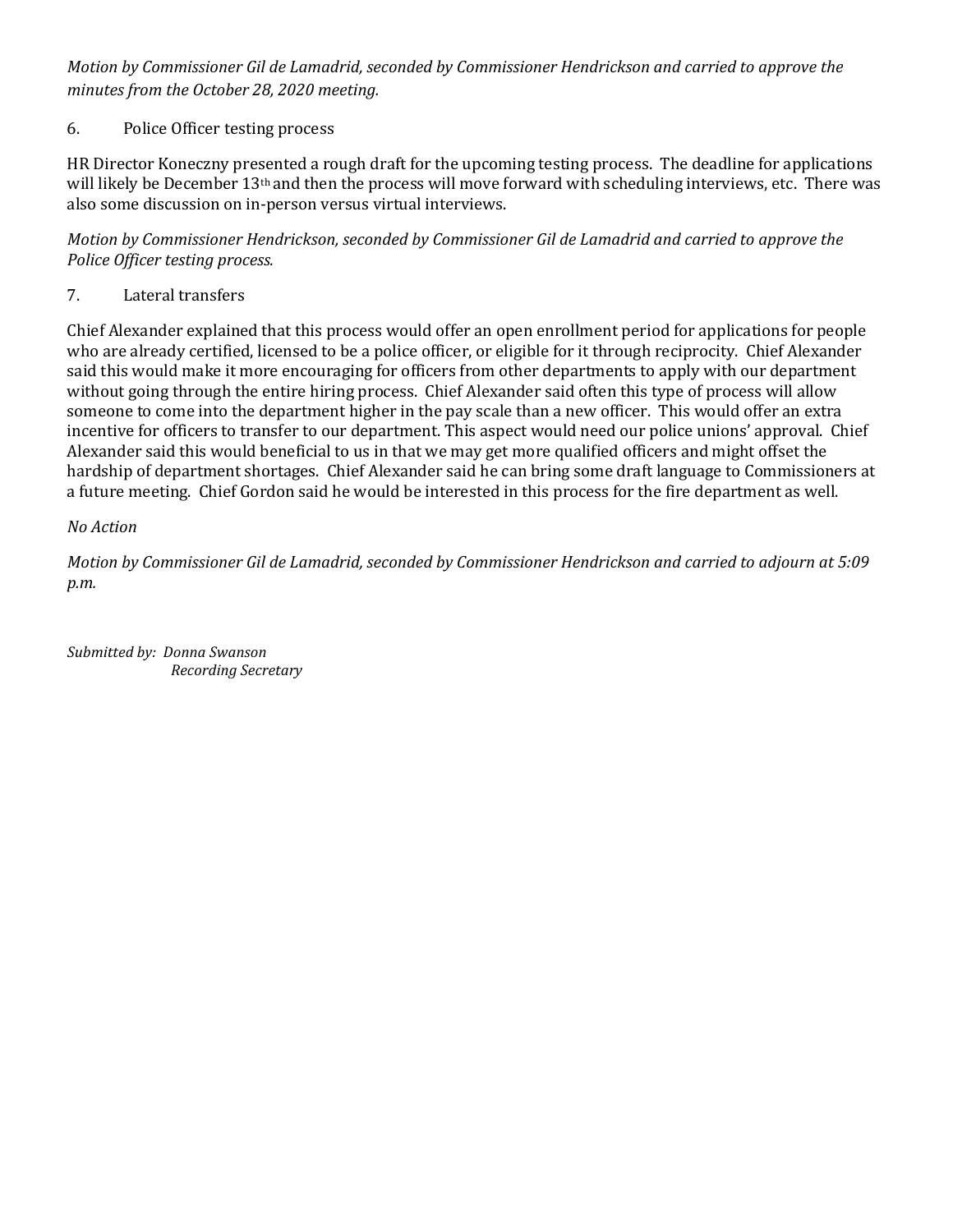*Motion by Commissioner Gil de Lamadrid, seconded by Commissioner Hendrickson and carried to approve the minutes from the October 28, 2020 meeting.*

6. Police Officer testing process

HR Director Koneczny presented a rough draft for the upcoming testing process. The deadline for applications will likely be December 13th and then the process will move forward with scheduling interviews, etc. There was also some discussion on in-person versus virtual interviews.

*Motion by Commissioner Hendrickson, seconded by Commissioner Gil de Lamadrid and carried to approve the Police Officer testing process.*

7. Lateral transfers

Chief Alexander explained that this process would offer an open enrollment period for applications for people who are already certified, licensed to be a police officer, or eligible for it through reciprocity. Chief Alexander said this would make it more encouraging for officers from other departments to apply with our department without going through the entire hiring process. Chief Alexander said often this type of process will allow someone to come into the department higher in the pay scale than a new officer. This would offer an extra incentive for officers to transfer to our department. This aspect would need our police unions' approval. Chief Alexander said this would beneficial to us in that we may get more qualified officers and might offset the hardship of department shortages. Chief Alexander said he can bring some draft language to Commissioners at a future meeting. Chief Gordon said he would be interested in this process for the fire department as well.

*No Action*

*Motion by Commissioner Gil de Lamadrid, seconded by Commissioner Hendrickson and carried to adjourn at 5:09 p.m.*

*Submitted by: Donna Swanson*
*Recording Secretary*